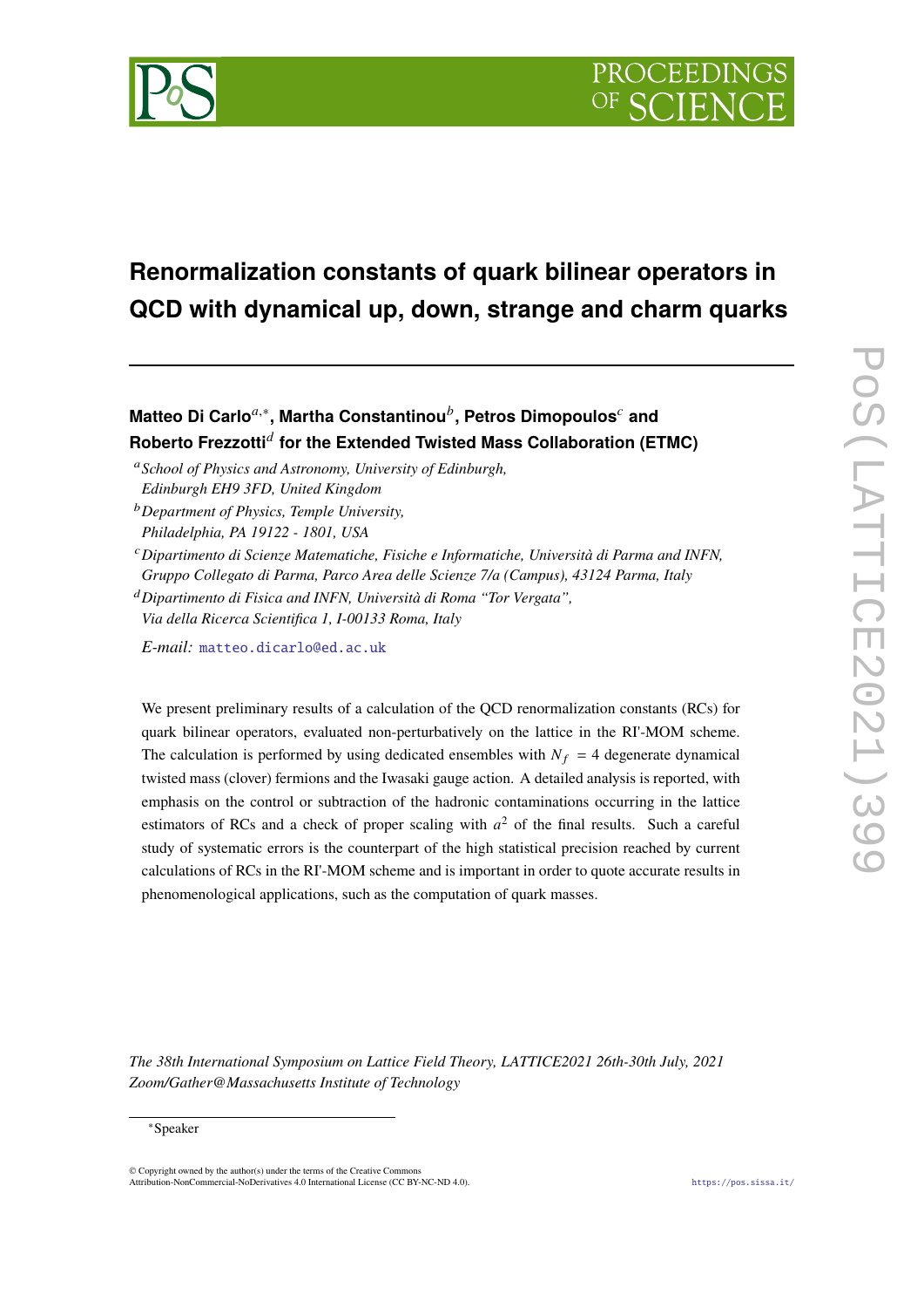# Renormalization constants of quark bilinear operators in QCD with dynamical up, down, strange and charm quarks

**Matteo Di Carlo**[a,*]**, Martha Constantinou**[b]**, Petros Dimopoulos**[c] **and Roberto Frezzotti**[d] **for the Extended Twisted Mass Collaboration (ETMC)**

[a] *School of Physics and Astronomy, University of Edinburgh, Edinburgh EH9 3FD, United Kingdom*

[b] *Department of Physics, Temple University, Philadelphia, PA 19122 - 1801, USA*

[c] *Dipartimento di Scienze Matematiche, Fisiche e Informatiche, Università di Parma and INFN, Gruppo Collegato di Parma, Parco Area delle Scienze 7/a (Campus), 43124 Parma, Italy*

[d] *Dipartimento di Fisica and INFN, Università di Roma "Tor Vergata", Via della Ricerca Scientifica 1, I-00133 Roma, Italy*

*E-mail:* matteo.dicarlo@ed.ac.uk

We present preliminary results of a calculation of the QCD renormalization constants (RCs) for quark bilinear operators, evaluated non-perturbatively on the lattice in the RI'-MOM scheme. The calculation is performed by using dedicated ensembles with $N_f = 4$ degenerate dynamical twisted mass (clover) fermions and the Iwasaki gauge action. A detailed analysis is reported, with emphasis on the control or subtraction of the hadronic contaminations occurring in the lattice estimators of RCs and a check of proper scaling with $a^2$ of the final results. Such a careful study of systematic errors is the counterpart of the high statistical precision reached by current calculations of RCs in the RI'-MOM scheme and is important in order to quote accurate results in phenomenological applications, such as the computation of quark masses.

*The 38th International Symposium on Lattice Field Theory, LATTICE2021 26th-30th July, 2021 Zoom/Gather@Massachusetts Institute of Technology*

*Speaker

© Copyright owned by the author(s) under the terms of the Creative Commons Attribution-NonCommercial-NoDerivatives 4.0 International License (CC BY-NC-ND 4.0).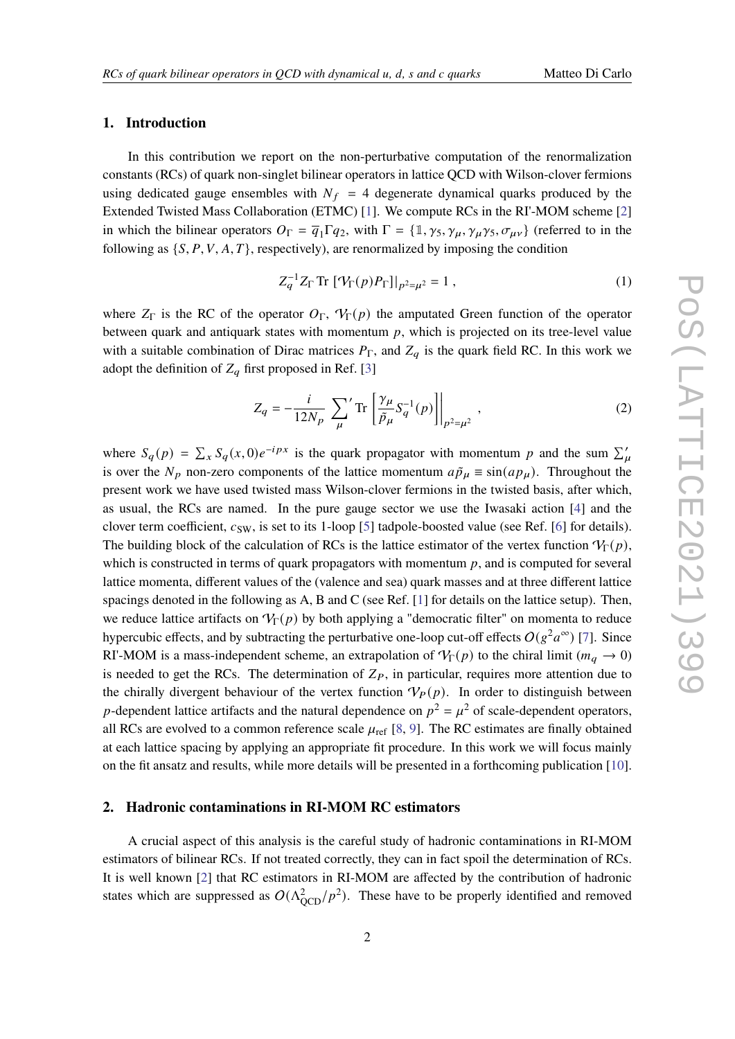## 1. Introduction

In this contribution we report on the non-perturbative computation of the renormalization constants (RCs) of quark non-singlet bilinear operators in lattice QCD with Wilson-clover fermions using dedicated gauge ensembles with $N_f = 4$ degenerate dynamical quarks produced by the Extended Twisted Mass Collaboration (ETMC) [1]. We compute RCs in the RI'-MOM scheme [2] in which the bilinear operators $O_\Gamma = \bar{q}_1 \Gamma q_2$, with $\Gamma = \{\mathbb{1}, \gamma_5, \gamma_\mu, \gamma_\mu\gamma_5, \sigma_{\mu\nu}\}$ (referred to in the following as $\{S, P, V, A, T\}$, respectively), are renormalized by imposing the condition

$$Z_q^{-1} Z_\Gamma \, \mathrm{Tr}\, [\mathcal{V}_\Gamma(p) P_\Gamma]|_{p^2=\mu^2} = 1 \,, \tag{1}$$

where $Z_\Gamma$ is the RC of the operator $O_\Gamma$, $\mathcal{V}_\Gamma(p)$ the amputated Green function of the operator between quark and antiquark states with momentum $p$, which is projected on its tree-level value with a suitable combination of Dirac matrices $P_\Gamma$, and $Z_q$ is the quark field RC. In this work we adopt the definition of $Z_q$ first proposed in Ref. [3]

$$Z_q = -\frac{i}{12 N_p} \sum_\mu{}' \, \mathrm{Tr} \left[ \frac{\gamma_\mu}{\tilde{p}_\mu} S_q^{-1}(p) \right] \Bigg|_{p^2=\mu^2} \,, \tag{2}$$

where $S_q(p) = \sum_x S_q(x, 0) e^{-ipx}$ is the quark propagator with momentum $p$ and the sum $\sum_\mu'$ is over the $N_p$ non-zero components of the lattice momentum $a\tilde{p}_\mu \equiv \sin(ap_\mu)$. Throughout the present work we have used twisted mass Wilson-clover fermions in the twisted basis, after which, as usual, the RCs are named. In the pure gauge sector we use the Iwasaki action [4] and the clover term coefficient, $c_{\mathrm{SW}}$, is set to its 1-loop [5] tadpole-boosted value (see Ref. [6] for details). The building block of the calculation of RCs is the lattice estimator of the vertex function $\mathcal{V}_\Gamma(p)$, which is constructed in terms of quark propagators with momentum $p$, and is computed for several lattice momenta, different values of the (valence and sea) quark masses and at three different lattice spacings denoted in the following as A, B and C (see Ref. [1] for details on the lattice setup). Then, we reduce lattice artifacts on $\mathcal{V}_\Gamma(p)$ by both applying a "democratic filter" on momenta to reduce hypercubic effects, and by subtracting the perturbative one-loop cut-off effects $O(g^2 a^\infty)$ [7]. Since RI'-MOM is a mass-independent scheme, an extrapolation of $\mathcal{V}_\Gamma(p)$ to the chiral limit ($m_q \to 0$) is needed to get the RCs. The determination of $Z_P$, in particular, requires more attention due to the chirally divergent behaviour of the vertex function $\mathcal{V}_P(p)$. In order to distinguish between $p$-dependent lattice artifacts and the natural dependence on $p^2 = \mu^2$ of scale-dependent operators, all RCs are evolved to a common reference scale $\mu_{\mathrm{ref}}$ [8, 9]. The RC estimates are finally obtained at each lattice spacing by applying an appropriate fit procedure. In this work we will focus mainly on the fit ansatz and results, while more details will be presented in a forthcoming publication [10].

## 2. Hadronic contaminations in RI-MOM RC estimators

A crucial aspect of this analysis is the careful study of hadronic contaminations in RI-MOM estimators of bilinear RCs. If not treated correctly, they can in fact spoil the determination of RCs. It is well known [2] that RC estimators in RI-MOM are affected by the contribution of hadronic states which are suppressed as $O(\Lambda^2_{\mathrm{QCD}}/p^2)$. These have to be properly identified and removed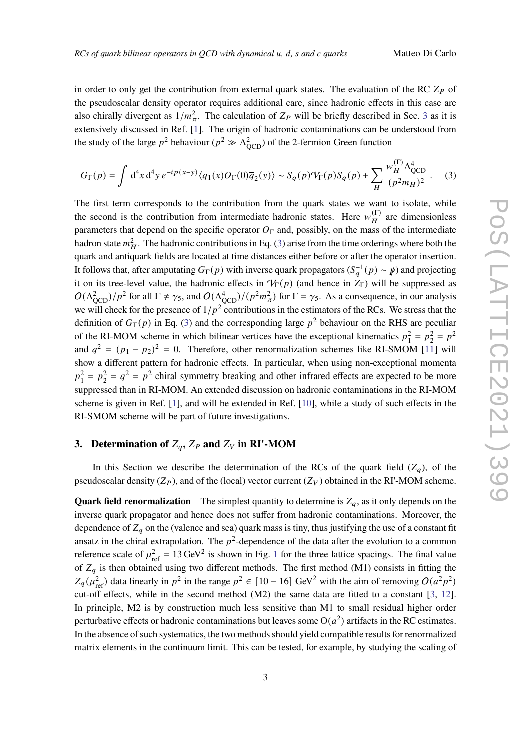in order to only get the contribution from external quark states. The evaluation of the RC $Z_P$ of the pseudoscalar density operator requires additional care, since hadronic effects in this case are also chirally divergent as $1/m_\pi^2$. The calculation of $Z_P$ will be briefly described in Sec. 3 as it is extensively discussed in Ref. [1]. The origin of hadronic contaminations can be understood from the study of the large $p^2$ behaviour ($p^2 \gg \Lambda_{\rm QCD}^2$) of the 2-fermion Green function

$$G_\Gamma(p) = \int \mathrm{d}^4x\, \mathrm{d}^4y\, e^{-ip(x-y)} \langle q_1(x) O_\Gamma(0) \overline{q}_2(y) \rangle \sim S_q(p) \mathcal{V}_\Gamma(p) S_q(p) + \sum_H \frac{w_H^{(\Gamma)} \Lambda_{\rm QCD}^4}{(p^2 m_H)^2} . \quad (3)$$

The first term corresponds to the contribution from the quark states we want to isolate, while the second is the contribution from intermediate hadronic states. Here $w_H^{(\Gamma)}$ are dimensionless parameters that depend on the specific operator $O_\Gamma$ and, possibly, on the mass of the intermediate hadron state $m_H^2$. The hadronic contributions in Eq. (3) arise from the time orderings where both the quark and antiquark fields are located at time distances either before or after the operator insertion. It follows that, after amputating $G_\Gamma(p)$ with inverse quark propagators ($S_q^{-1}(p) \sim \not{p}$) and projecting it on its tree-level value, the hadronic effects in $\mathcal{V}_\Gamma(p)$ (and hence in $Z_\Gamma$) will be suppressed as $O(\Lambda_{\rm QCD}^2)/p^2$ for all $\Gamma \neq \gamma_5$, and $O(\Lambda_{\rm QCD}^4)/(p^2 m_\pi^2)$ for $\Gamma = \gamma_5$. As a consequence, in our analysis we will check for the presence of $1/p^2$ contributions in the estimators of the RCs. We stress that the definition of $G_\Gamma(p)$ in Eq. (3) and the corresponding large $p^2$ behaviour on the RHS are peculiar of the RI-MOM scheme in which bilinear vertices have the exceptional kinematics $p_1^2 = p_2^2 = p^2$ and $q^2 = (p_1 - p_2)^2 = 0$. Therefore, other renormalization schemes like RI-SMOM [11] will show a different pattern for hadronic effects. In particular, when using non-exceptional momenta $p_1^2 = p_2^2 = q^2 = p^2$ chiral symmetry breaking and other infrared effects are expected to be more suppressed than in RI-MOM. An extended discussion on hadronic contaminations in the RI-MOM scheme is given in Ref. [1], and will be extended in Ref. [10], while a study of such effects in the RI-SMOM scheme will be part of future investigations.

## 3. Determination of $Z_q$, $Z_P$ and $Z_V$ in RI'-MOM

In this Section we describe the determination of the RCs of the quark field ($Z_q$), of the pseudoscalar density ($Z_P$), and of the (local) vector current ($Z_V$) obtained in the RI'-MOM scheme.

**Quark field renormalization** The simplest quantity to determine is $Z_q$, as it only depends on the inverse quark propagator and hence does not suffer from hadronic contaminations. Moreover, the dependence of $Z_q$ on the (valence and sea) quark mass is tiny, thus justifying the use of a constant fit ansatz in the chiral extrapolation. The $p^2$-dependence of the data after the evolution to a common reference scale of $\mu_{\rm ref}^2 = 13\,\mathrm{GeV}^2$ is shown in Fig. 1 for the three lattice spacings. The final value of $Z_q$ is then obtained using two different methods. The first method (M1) consists in fitting the $Z_q(\mu_{\rm ref}^2)$ data linearly in $p^2$ in the range $p^2 \in [10-16]\ \mathrm{GeV}^2$ with the aim of removing $O(a^2p^2)$ cut-off effects, while in the second method (M2) the same data are fitted to a constant [3, 12]. In principle, M2 is by construction much less sensitive than M1 to small residual higher order perturbative effects or hadronic contaminations but leaves some $\mathrm{O}(a^2)$ artifacts in the RC estimates. In the absence of such systematics, the two methods should yield compatible results for renormalized matrix elements in the continuum limit. This can be tested, for example, by studying the scaling of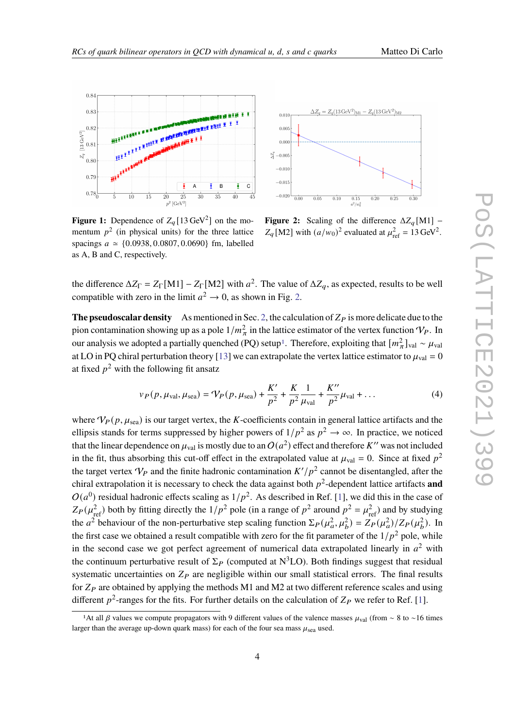**Figure 1:** Dependence of $Z_q[13\,\text{GeV}^2]$ on the momentum $p^2$ (in physical units) for the three lattice spacings $a \simeq \{0.0938, 0.0807, 0.0690\}$ fm, labelled as A, B and C, respectively.

**Figure 2:** Scaling of the difference $\Delta Z_q[\text{M1}] - Z_q[\text{M2}]$ with $(a/w_0)^2$ evaluated at $\mu^2_{\text{ref}} = 13\,\text{GeV}^2$.

the difference $\Delta Z_\Gamma = Z_\Gamma[\text{M1}] - Z_\Gamma[\text{M2}]$ with $a^2$. The value of $\Delta Z_q$, as expected, results to be well compatible with zero in the limit $a^2 \to 0$, as shown in Fig. 2.

**The pseudoscalar density** As mentioned in Sec. 2, the calculation of $Z_P$ is more delicate due to the pion contamination showing up as a pole $1/m^2_\pi$ in the lattice estimator of the vertex function $\mathcal{V}_P$. In our analysis we adopted a partially quenched (PQ) setup[1]. Therefore, exploiting that $[m^2_\pi]_{\text{val}} \sim \mu_{\text{val}}$ at LO in PQ chiral perturbation theory [13] we can extrapolate the vertex lattice estimator to $\mu_{\text{val}} = 0$ at fixed $p^2$ with the following fit ansatz

$$
v_P(p, \mu_{\text{val}}, \mu_{\text{sea}}) = \mathcal{V}_P(p, \mu_{\text{sea}}) + \frac{K'}{p^2} + \frac{K}{p^2}\frac{1}{\mu_{\text{val}}} + \frac{K''}{p^2}\mu_{\text{val}} + \dots \tag{4}
$$

where $\mathcal{V}_P(p, \mu_{\text{sea}})$ is our target vertex, the $K$-coefficients contain in general lattice artifacts and the ellipsis stands for terms suppressed by higher powers of $1/p^2$ as $p^2 \to \infty$. In practice, we noticed that the linear dependence on $\mu_{\text{val}}$ is mostly due to an $O(a^2)$ effect and therefore $K''$ was not included in the fit, thus absorbing this cut-off effect in the extrapolated value at $\mu_{\text{val}} = 0$. Since at fixed $p^2$ the target vertex $\mathcal{V}_P$ and the finite hadronic contamination $K'/p^2$ cannot be disentangled, after the chiral extrapolation it is necessary to check the data against both $p^2$-dependent lattice artifacts **and** $O(a^0)$ residual hadronic effects scaling as $1/p^2$. As described in Ref. [1], we did this in the case of $Z_P(\mu^2_{\text{ref}})$ both by fitting directly the $1/p^2$ pole (in a range of $p^2$ around $p^2 = \mu^2_{\text{ref}}$) and by studying the $a^2$ behaviour of the non-perturbative step scaling function $\Sigma_P(\mu^2_a, \mu^2_b) = Z_P(\mu^2_a)/Z_P(\mu^2_b)$. In the first case we obtained a result compatible with zero for the fit parameter of the $1/p^2$ pole, while in the second case we got perfect agreement of numerical data extrapolated linearly in $a^2$ with the continuum perturbative result of $\Sigma_P$ (computed at N$^3$LO). Both findings suggest that residual systematic uncertainties on $Z_P$ are negligible within our small statistical errors. The final results for $Z_P$ are obtained by applying the methods M1 and M2 at two different reference scales and using different $p^2$-ranges for the fits. For further details on the calculation of $Z_P$ we refer to Ref. [1].

[1] At all $\beta$ values we compute propagators with 9 different values of the valence masses $\mu_{\text{val}}$ (from $\sim$ 8 to $\sim$16 times larger than the average up-down quark mass) for each of the four sea mass $\mu_{\text{sea}}$ used.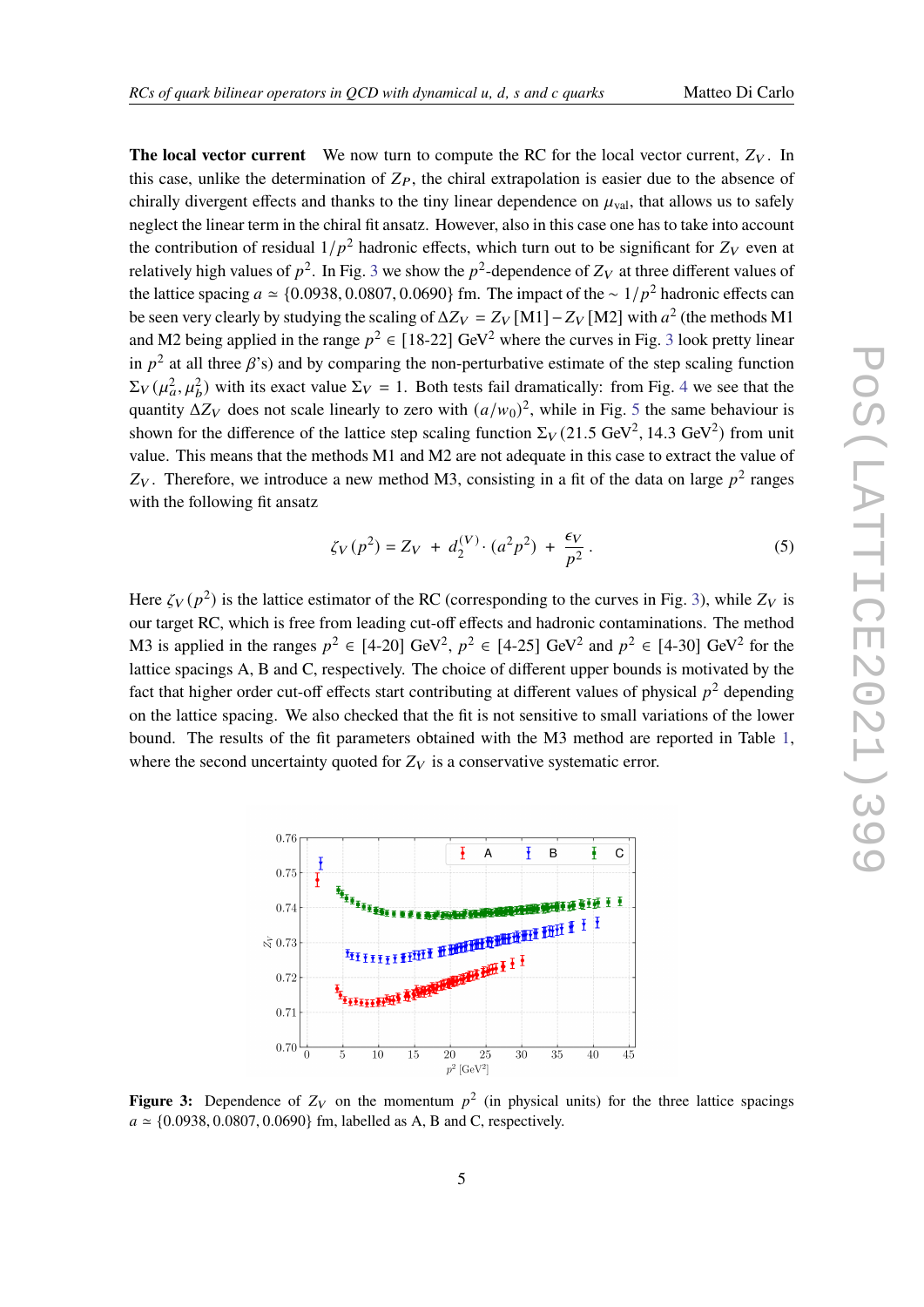**The local vector current** We now turn to compute the RC for the local vector current, $Z_V$. In this case, unlike the determination of $Z_P$, the chiral extrapolation is easier due to the absence of chirally divergent effects and thanks to the tiny linear dependence on $\mu_{\rm val}$, that allows us to safely neglect the linear term in the chiral fit ansatz. However, also in this case one has to take into account the contribution of residual $1/p^2$ hadronic effects, which turn out to be significant for $Z_V$ even at relatively high values of $p^2$. In Fig. 3 we show the $p^2$-dependence of $Z_V$ at three different values of the lattice spacing $a \simeq \{0.0938, 0.0807, 0.0690\}$ fm. The impact of the $\sim 1/p^2$ hadronic effects can be seen very clearly by studying the scaling of $\Delta Z_V = Z_V[\mathrm{M1}] - Z_V[\mathrm{M2}]$ with $a^2$ (the methods M1 and M2 being applied in the range $p^2 \in$ [18-22] GeV$^2$ where the curves in Fig. 3 look pretty linear in $p^2$ at all three $\beta$'s) and by comparing the non-perturbative estimate of the step scaling function $\Sigma_V(\mu_a^2, \mu_b^2)$ with its exact value $\Sigma_V = 1$. Both tests fail dramatically: from Fig. 4 we see that the quantity $\Delta Z_V$ does not scale linearly to zero with $(a/w_0)^2$, while in Fig. 5 the same behaviour is shown for the difference of the lattice step scaling function $\Sigma_V(21.5\ \mathrm{GeV}^2, 14.3\ \mathrm{GeV}^2)$ from unit value. This means that the methods M1 and M2 are not adequate in this case to extract the value of $Z_V$. Therefore, we introduce a new method M3, consisting in a fit of the data on large $p^2$ ranges with the following fit ansatz

$$\zeta_V(p^2) = Z_V \; + \; d_2^{(V)} \cdot (a^2 p^2) \; + \; \frac{\epsilon_V}{p^2} \, . \tag{5}$$

Here $\zeta_V(p^2)$ is the lattice estimator of the RC (corresponding to the curves in Fig. 3), while $Z_V$ is our target RC, which is free from leading cut-off effects and hadronic contaminations. The method M3 is applied in the ranges $p^2 \in$ [4-20] GeV$^2$, $p^2 \in$ [4-25] GeV$^2$ and $p^2 \in$ [4-30] GeV$^2$ for the lattice spacings A, B and C, respectively. The choice of different upper bounds is motivated by the fact that higher order cut-off effects start contributing at different values of physical $p^2$ depending on the lattice spacing. We also checked that the fit is not sensitive to small variations of the lower bound. The results of the fit parameters obtained with the M3 method are reported in Table 1, where the second uncertainty quoted for $Z_V$ is a conservative systematic error.

**Figure 3:** Dependence of $Z_V$ on the momentum $p^2$ (in physical units) for the three lattice spacings $a \simeq \{0.0938, 0.0807, 0.0690\}$ fm, labelled as A, B and C, respectively.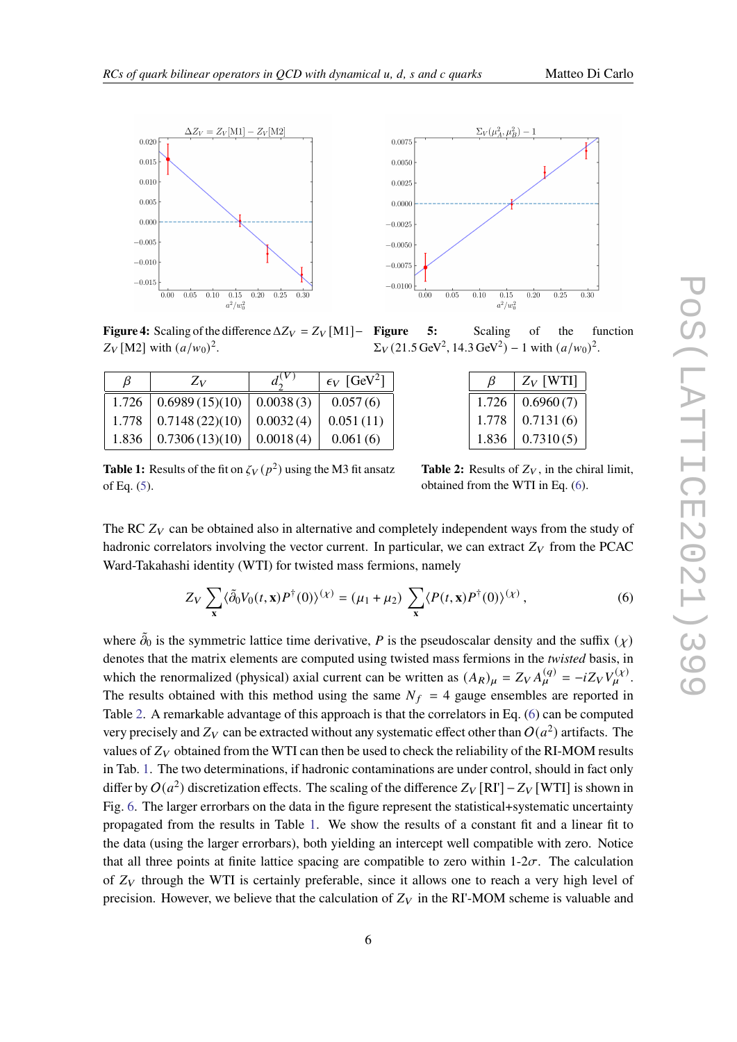**Figure 4:** Scaling of the difference $\Delta Z_V = Z_V\,[\mathrm{M1}] - Z_V\,[\mathrm{M2}]$ with $(a/w_0)^2$.

**Figure 5:** Scaling of the function $\Sigma_V(21.5\,\mathrm{GeV}^2, 14.3\,\mathrm{GeV}^2) - 1$ with $(a/w_0)^2$.

| $\beta$ | $Z_V$ | $d_2^{(V)}$ | $\epsilon_V$ [GeV$^2$] |
|---|---|---|---|
| 1.726 | 0.6989 (15)(10) | 0.0038 (3) | 0.057 (6) |
| 1.778 | 0.7148 (22)(10) | 0.0032 (4) | 0.051 (11) |
| 1.836 | 0.7306 (13)(10) | 0.0018 (4) | 0.061 (6) |

**Table 1:** Results of the fit on $\zeta_V(p^2)$ using the M3 fit ansatz of Eq. (5).

| $\beta$ | $Z_V$ [WTI] |
|---|---|
| 1.726 | 0.6960 (7) |
| 1.778 | 0.7131 (6) |
| 1.836 | 0.7310 (5) |

**Table 2:** Results of $Z_V$, in the chiral limit, obtained from the WTI in Eq. (6).

The RC $Z_V$ can be obtained also in alternative and completely independent ways from the study of hadronic correlators involving the vector current. In particular, we can extract $Z_V$ from the PCAC Ward-Takahashi identity (WTI) for twisted mass fermions, namely

$$Z_V \sum_{\mathbf{x}} \langle \tilde{\partial}_0 V_0(t,\mathbf{x}) P^\dagger(0) \rangle^{(\chi)} = (\mu_1 + \mu_2) \sum_{\mathbf{x}} \langle P(t,\mathbf{x}) P^\dagger(0) \rangle^{(\chi)} \,, \tag{6}$$

where $\tilde{\partial}_0$ is the symmetric lattice time derivative, $P$ is the pseudoscalar density and the suffix $(\chi)$ denotes that the matrix elements are computed using twisted mass fermions in the *twisted* basis, in which the renormalized (physical) axial current can be written as $(A_R)_\mu = Z_V A_\mu^{(q)} = -iZ_V V_\mu^{(\chi)}$. The results obtained with this method using the same $N_f = 4$ gauge ensembles are reported in Table 2. A remarkable advantage of this approach is that the correlators in Eq. (6) can be computed very precisely and $Z_V$ can be extracted without any systematic effect other than $O(a^2)$ artifacts. The values of $Z_V$ obtained from the WTI can then be used to check the reliability of the RI-MOM results in Tab. 1. The two determinations, if hadronic contaminations are under control, should in fact only differ by $O(a^2)$ discretization effects. The scaling of the difference $Z_V\,[\mathrm{RI'}] - Z_V\,[\mathrm{WTI}]$ is shown in Fig. 6. The larger errorbars on the data in the figure represent the statistical+systematic uncertainty propagated from the results in Table 1. We show the results of a constant fit and a linear fit to the data (using the larger errorbars), both yielding an intercept well compatible with zero. Notice that all three points at finite lattice spacing are compatible to zero within 1-2$\sigma$. The calculation of $Z_V$ through the WTI is certainly preferable, since it allows one to reach a very high level of precision. However, we believe that the calculation of $Z_V$ in the RI'-MOM scheme is valuable and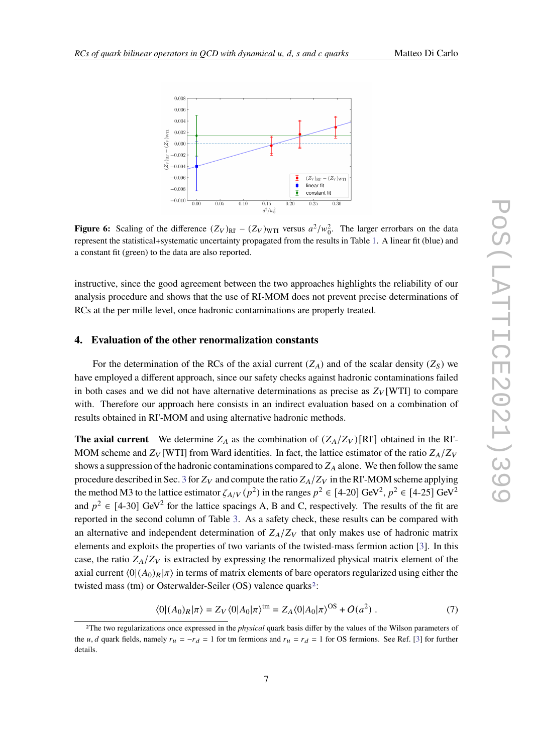**Figure 6:** Scaling of the difference $(Z_V)_{\text{RI}'} - (Z_V)_{\text{WTI}}$ versus $a^2/w_0^2$. The larger errorbars on the data represent the statistical+systematic uncertainty propagated from the results in Table 1. A linear fit (blue) and a constant fit (green) to the data are also reported.

instructive, since the good agreement between the two approaches highlights the reliability of our analysis procedure and shows that the use of RI-MOM does not prevent precise determinations of RCs at the per mille level, once hadronic contaminations are properly treated.

## 4. Evaluation of the other renormalization constants

For the determination of the RCs of the axial current ($Z_A$) and of the scalar density ($Z_S$) we have employed a different approach, since our safety checks against hadronic contaminations failed in both cases and we did not have alternative determinations as precise as $Z_V$[WTI] to compare with. Therefore our approach here consists in an indirect evaluation based on a combination of results obtained in RI'-MOM and using alternative hadronic methods.

**The axial current** We determine $Z_A$ as the combination of $(Z_A/Z_V)$[RI'] obtained in the RI'-MOM scheme and $Z_V$[WTI] from Ward identities. In fact, the lattice estimator of the ratio $Z_A/Z_V$ shows a suppression of the hadronic contaminations compared to $Z_A$ alone. We then follow the same procedure described in Sec. 3 for $Z_V$ and compute the ratio $Z_A/Z_V$ in the RI'-MOM scheme applying the method M3 to the lattice estimator $\zeta_{A/V}(p^2)$ in the ranges $p^2 \in$ [4-20] GeV$^2$, $p^2 \in$ [4-25] GeV$^2$ and $p^2 \in$ [4-30] GeV$^2$ for the lattice spacings A, B and C, respectively. The results of the fit are reported in the second column of Table 3. As a safety check, these results can be compared with an alternative and independent determination of $Z_A/Z_V$ that only makes use of hadronic matrix elements and exploits the properties of two variants of the twisted-mass fermion action [3]. In this case, the ratio $Z_A/Z_V$ is extracted by expressing the renormalized physical matrix element of the axial current $\langle 0|(A_0)_R|\pi\rangle$ in terms of matrix elements of bare operators regularized using either the twisted mass (tm) or Osterwalder-Seiler (OS) valence quarks[2]:

$$\langle 0|(A_0)_R|\pi\rangle = Z_V \langle 0|A_0|\pi\rangle^{\text{tm}} = Z_A \langle 0|A_0|\pi\rangle^{\text{OS}} + O(a^2) \,. \tag{7}$$

[2]The two regularizations once expressed in the *physical* quark basis differ by the values of the Wilson parameters of the $u, d$ quark fields, namely $r_u = -r_d = 1$ for tm fermions and $r_u = r_d = 1$ for OS fermions. See Ref. [3] for further details.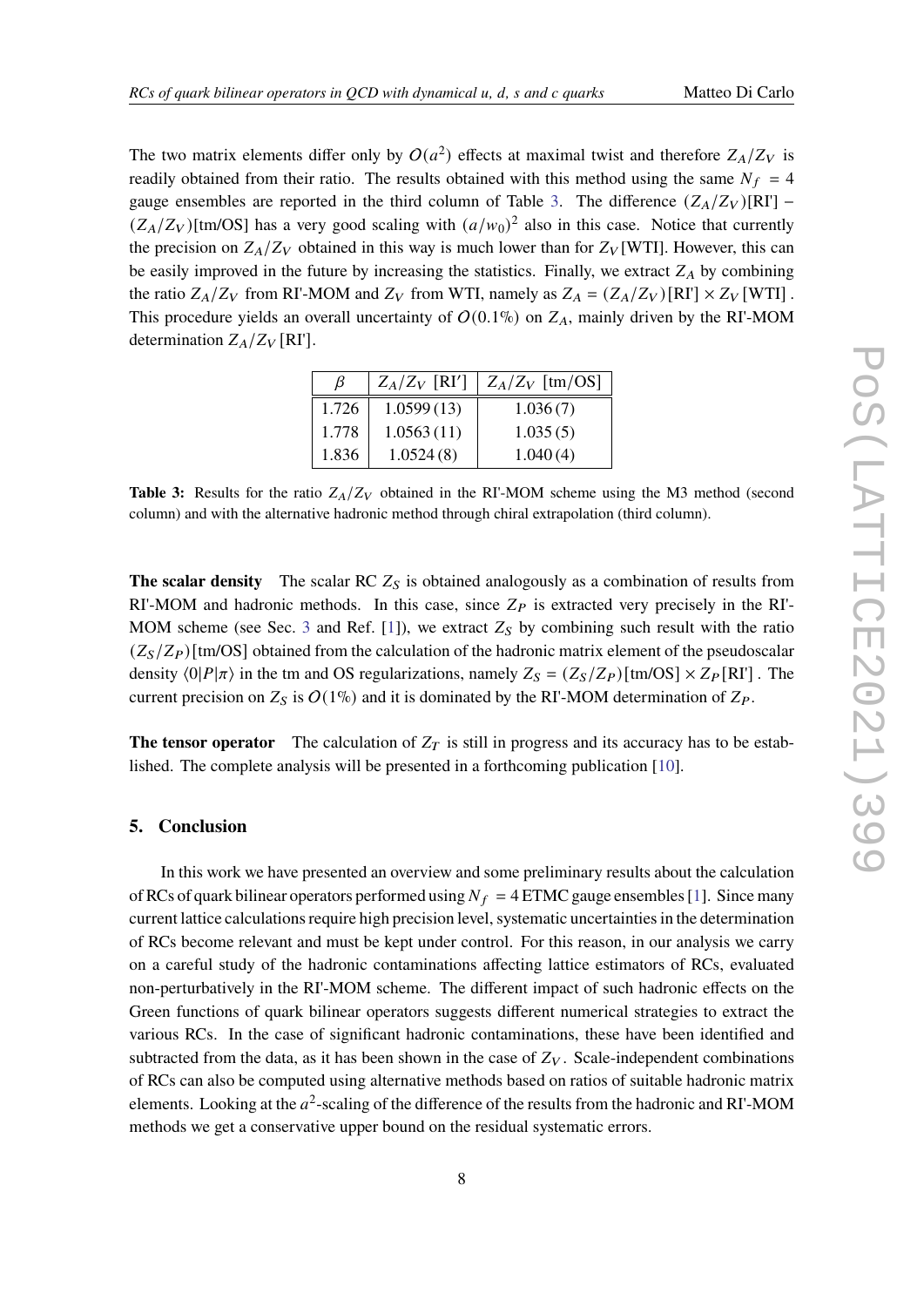The two matrix elements differ only by $O(a^2)$ effects at maximal twist and therefore $Z_A/Z_V$ is readily obtained from their ratio. The results obtained with this method using the same $N_f = 4$ gauge ensembles are reported in the third column of Table 3. The difference $(Z_A/Z_V)$[RI'] − $(Z_A/Z_V)$[tm/OS] has a very good scaling with $(a/w_0)^2$ also in this case. Notice that currently the precision on $Z_A/Z_V$ obtained in this way is much lower than for $Z_V$[WTI]. However, this can be easily improved in the future by increasing the statistics. Finally, we extract $Z_A$ by combining the ratio $Z_A/Z_V$ from RI'-MOM and $Z_V$ from WTI, namely as $Z_A = (Z_A/Z_V)[\text{RI'}] \times Z_V[\text{WTI}]$. This procedure yields an overall uncertainty of $O(0.1\%)$ on $Z_A$, mainly driven by the RI'-MOM determination $Z_A/Z_V$[RI'].

| $\beta$ | $Z_A/Z_V$ [RI′] | $Z_A/Z_V$ [tm/OS] |
|---|---|---|
| 1.726 | 1.0599 (13) | 1.036 (7) |
| 1.778 | 1.0563 (11) | 1.035 (5) |
| 1.836 | 1.0524 (8) | 1.040 (4) |

**Table 3:** Results for the ratio $Z_A/Z_V$ obtained in the RI'-MOM scheme using the M3 method (second column) and with the alternative hadronic method through chiral extrapolation (third column).

**The scalar density** The scalar RC $Z_S$ is obtained analogously as a combination of results from RI'-MOM and hadronic methods. In this case, since $Z_P$ is extracted very precisely in the RI'-MOM scheme (see Sec. 3 and Ref. [1]), we extract $Z_S$ by combining such result with the ratio $(Z_S/Z_P)$[tm/OS] obtained from the calculation of the hadronic matrix element of the pseudoscalar density $\langle 0|P|\pi\rangle$ in the tm and OS regularizations, namely $Z_S = (Z_S/Z_P)[\text{tm/OS}] \times Z_P[\text{RI'}]$. The current precision on $Z_S$ is $O(1\%)$ and it is dominated by the RI'-MOM determination of $Z_P$.

**The tensor operator** The calculation of $Z_T$ is still in progress and its accuracy has to be established. The complete analysis will be presented in a forthcoming publication [10].

## 5. Conclusion

In this work we have presented an overview and some preliminary results about the calculation of RCs of quark bilinear operators performed using $N_f = 4$ ETMC gauge ensembles [1]. Since many current lattice calculations require high precision level, systematic uncertainties in the determination of RCs become relevant and must be kept under control. For this reason, in our analysis we carry on a careful study of the hadronic contaminations affecting lattice estimators of RCs, evaluated non-perturbatively in the RI'-MOM scheme. The different impact of such hadronic effects on the Green functions of quark bilinear operators suggests different numerical strategies to extract the various RCs. In the case of significant hadronic contaminations, these have been identified and subtracted from the data, as it has been shown in the case of $Z_V$. Scale-independent combinations of RCs can also be computed using alternative methods based on ratios of suitable hadronic matrix elements. Looking at the $a^2$-scaling of the difference of the results from the hadronic and RI'-MOM methods we get a conservative upper bound on the residual systematic errors.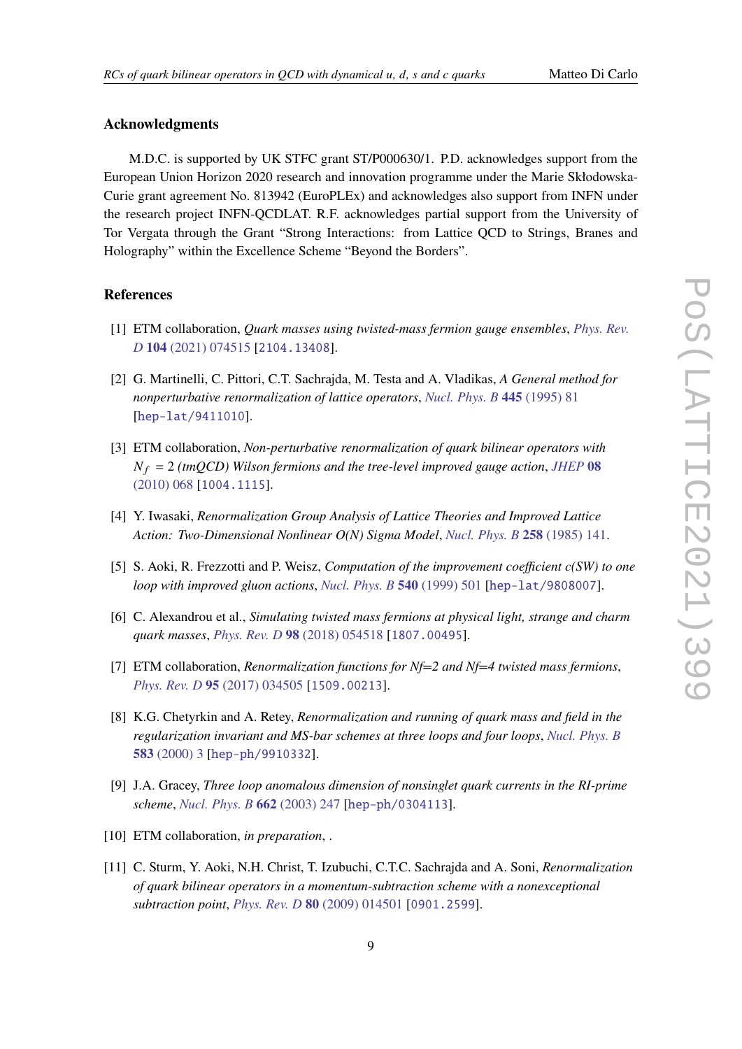## Acknowledgments

M.D.C. is supported by UK STFC grant ST/P000630/1. P.D. acknowledges support from the European Union Horizon 2020 research and innovation programme under the Marie Skłodowska-Curie grant agreement No. 813942 (EuroPLEx) and acknowledges also support from INFN under the research project INFN-QCDLAT. R.F. acknowledges partial support from the University of Tor Vergata through the Grant "Strong Interactions: from Lattice QCD to Strings, Branes and Holography" within the Excellence Scheme "Beyond the Borders".

## References

[1] ETM collaboration, *Quark masses using twisted-mass fermion gauge ensembles*, *Phys. Rev. D* **104** (2021) 074515 [2104.13408].

[2] G. Martinelli, C. Pittori, C.T. Sachrajda, M. Testa and A. Vladikas, *A General method for nonperturbative renormalization of lattice operators*, *Nucl. Phys. B* **445** (1995) 81 [hep-lat/9411010].

[3] ETM collaboration, *Non-perturbative renormalization of quark bilinear operators with $N_f = 2$ (tmQCD) Wilson fermions and the tree-level improved gauge action*, *JHEP* **08** (2010) 068 [1004.1115].

[4] Y. Iwasaki, *Renormalization Group Analysis of Lattice Theories and Improved Lattice Action: Two-Dimensional Nonlinear O(N) Sigma Model*, *Nucl. Phys. B* **258** (1985) 141.

[5] S. Aoki, R. Frezzotti and P. Weisz, *Computation of the improvement coefficient c(SW) to one loop with improved gluon actions*, *Nucl. Phys. B* **540** (1999) 501 [hep-lat/9808007].

[6] C. Alexandrou et al., *Simulating twisted mass fermions at physical light, strange and charm quark masses*, *Phys. Rev. D* **98** (2018) 054518 [1807.00495].

[7] ETM collaboration, *Renormalization functions for Nf=2 and Nf=4 twisted mass fermions*, *Phys. Rev. D* **95** (2017) 034505 [1509.00213].

[8] K.G. Chetyrkin and A. Retey, *Renormalization and running of quark mass and field in the regularization invariant and MS-bar schemes at three loops and four loops*, *Nucl. Phys. B* **583** (2000) 3 [hep-ph/9910332].

[9] J.A. Gracey, *Three loop anomalous dimension of nonsinglet quark currents in the RI-prime scheme*, *Nucl. Phys. B* **662** (2003) 247 [hep-ph/0304113].

[10] ETM collaboration, *in preparation*, .

[11] C. Sturm, Y. Aoki, N.H. Christ, T. Izubuchi, C.T.C. Sachrajda and A. Soni, *Renormalization of quark bilinear operators in a momentum-subtraction scheme with a nonexceptional subtraction point*, *Phys. Rev. D* **80** (2009) 014501 [0901.2599].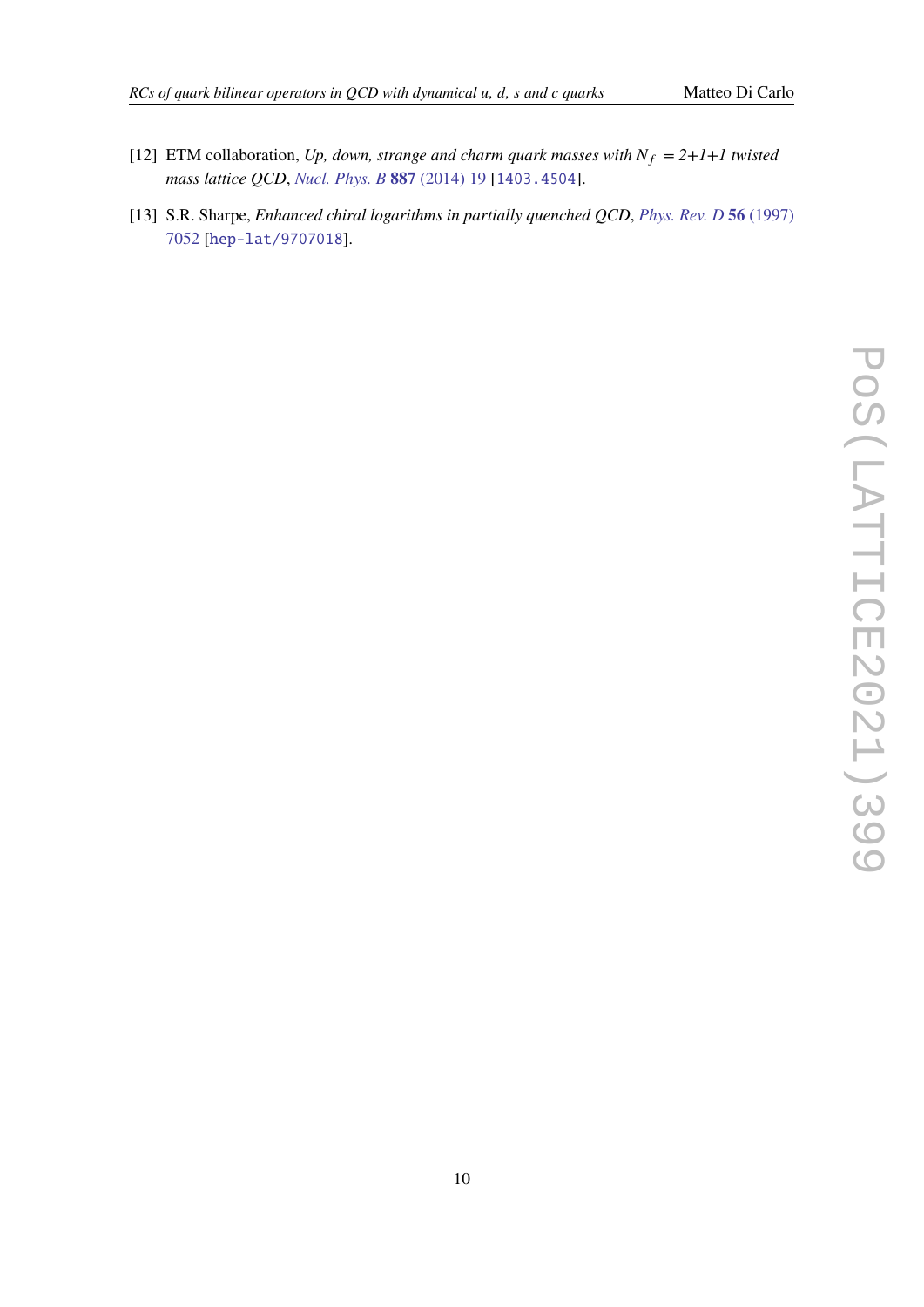[12] ETM collaboration, *Up, down, strange and charm quark masses with $N_f = 2+1+1$ twisted mass lattice QCD*, Nucl. Phys. B **887** (2014) 19 [1403.4504].

[13] S.R. Sharpe, *Enhanced chiral logarithms in partially quenched QCD*, Phys. Rev. D **56** (1997) 7052 [hep-lat/9707018].